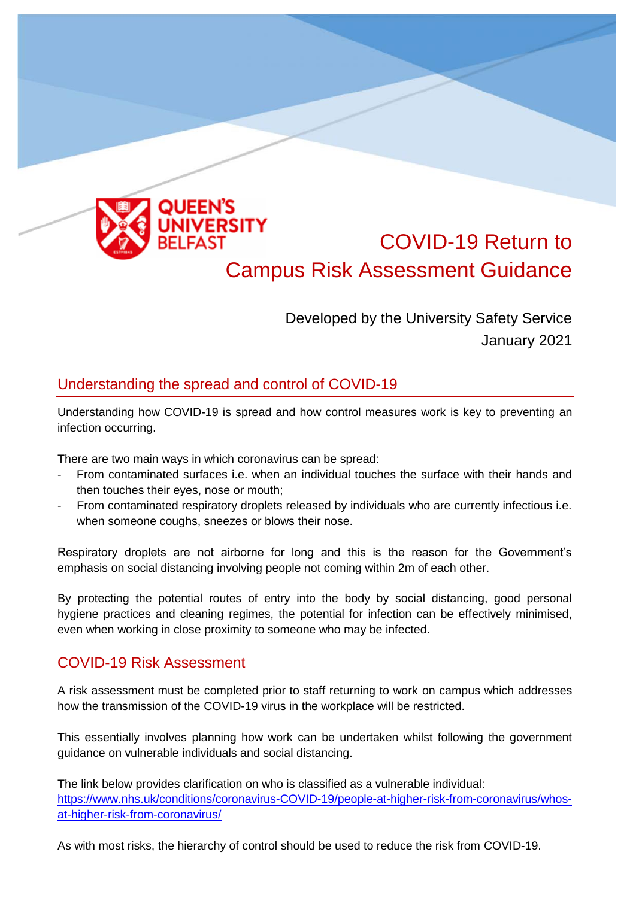QUEEN'S UNIVERSITY BELFAST

# COVID-19 Return to Campus Risk Assessment Guidance

Developed by the University Safety Service
January 2021

## Understanding the spread and control of COVID-19

Understanding how COVID-19 is spread and how control measures work is key to preventing an infection occurring.

There are two main ways in which coronavirus can be spread:

- From contaminated surfaces i.e. when an individual touches the surface with their hands and then touches their eyes, nose or mouth;
- From contaminated respiratory droplets released by individuals who are currently infectious i.e. when someone coughs, sneezes or blows their nose.

Respiratory droplets are not airborne for long and this is the reason for the Government's emphasis on social distancing involving people not coming within 2m of each other.

By protecting the potential routes of entry into the body by social distancing, good personal hygiene practices and cleaning regimes, the potential for infection can be effectively minimised, even when working in close proximity to someone who may be infected.

## COVID-19 Risk Assessment

A risk assessment must be completed prior to staff returning to work on campus which addresses how the transmission of the COVID-19 virus in the workplace will be restricted.

This essentially involves planning how work can be undertaken whilst following the government guidance on vulnerable individuals and social distancing.

The link below provides clarification on who is classified as a vulnerable individual:
[https://www.nhs.uk/conditions/coronavirus-COVID-19/people-at-higher-risk-from-coronavirus/whos-at-higher-risk-from-coronavirus/](https://www.nhs.uk/conditions/coronavirus-COVID-19/people-at-higher-risk-from-coronavirus/whos-at-higher-risk-from-coronavirus/)

As with most risks, the hierarchy of control should be used to reduce the risk from COVID-19.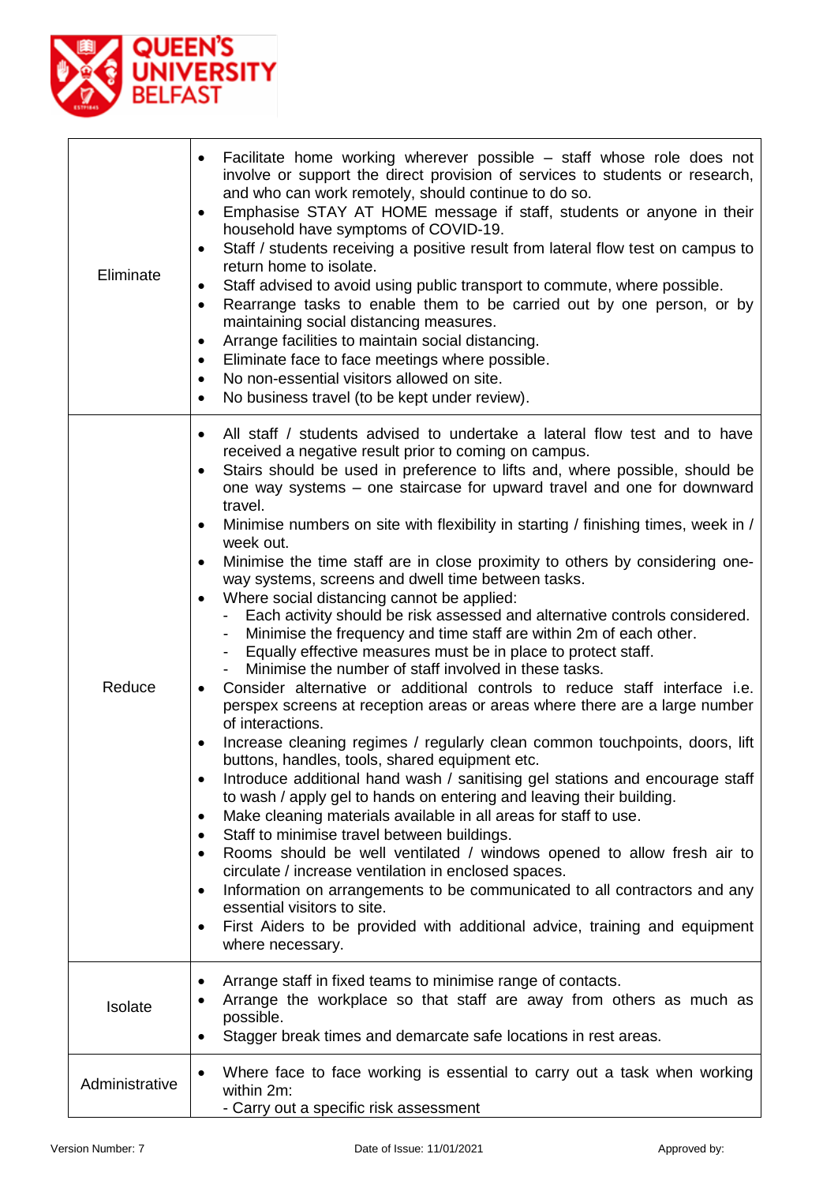| | |
|---|---|
| Eliminate | • Facilitate home working wherever possible – staff whose role does not involve or support the direct provision of services to students or research, and who can work remotely, should continue to do so.<br>• Emphasise STAY AT HOME message if staff, students or anyone in their household have symptoms of COVID-19.<br>• Staff / students receiving a positive result from lateral flow test on campus to return home to isolate.<br>• Staff advised to avoid using public transport to commute, where possible.<br>• Rearrange tasks to enable them to be carried out by one person, or by maintaining social distancing measures.<br>• Arrange facilities to maintain social distancing.<br>• Eliminate face to face meetings where possible.<br>• No non-essential visitors allowed on site.<br>• No business travel (to be kept under review). |
| Reduce | • All staff / students advised to undertake a lateral flow test and to have received a negative result prior to coming on campus.<br>• Stairs should be used in preference to lifts and, where possible, should be one way systems – one staircase for upward travel and one for downward travel.<br>• Minimise numbers on site with flexibility in starting / finishing times, week in / week out.<br>• Minimise the time staff are in close proximity to others by considering one-way systems, screens and dwell time between tasks.<br>• Where social distancing cannot be applied:<br>&nbsp;&nbsp;- Each activity should be risk assessed and alternative controls considered.<br>&nbsp;&nbsp;- Minimise the frequency and time staff are within 2m of each other.<br>&nbsp;&nbsp;- Equally effective measures must be in place to protect staff.<br>&nbsp;&nbsp;- Minimise the number of staff involved in these tasks.<br>• Consider alternative or additional controls to reduce staff interface i.e. perspex screens at reception areas or areas where there are a large number of interactions.<br>• Increase cleaning regimes / regularly clean common touchpoints, doors, lift buttons, handles, tools, shared equipment etc.<br>• Introduce additional hand wash / sanitising gel stations and encourage staff to wash / apply gel to hands on entering and leaving their building.<br>• Make cleaning materials available in all areas for staff to use.<br>• Staff to minimise travel between buildings.<br>• Rooms should be well ventilated / windows opened to allow fresh air to circulate / increase ventilation in enclosed spaces.<br>• Information on arrangements to be communicated to all contractors and any essential visitors to site.<br>• First Aiders to be provided with additional advice, training and equipment where necessary. |
| Isolate | • Arrange staff in fixed teams to minimise range of contacts.<br>• Arrange the workplace so that staff are away from others as much as possible.<br>• Stagger break times and demarcate safe locations in rest areas. |
| Administrative | • Where face to face working is essential to carry out a task when working within 2m:<br>- Carry out a specific risk assessment |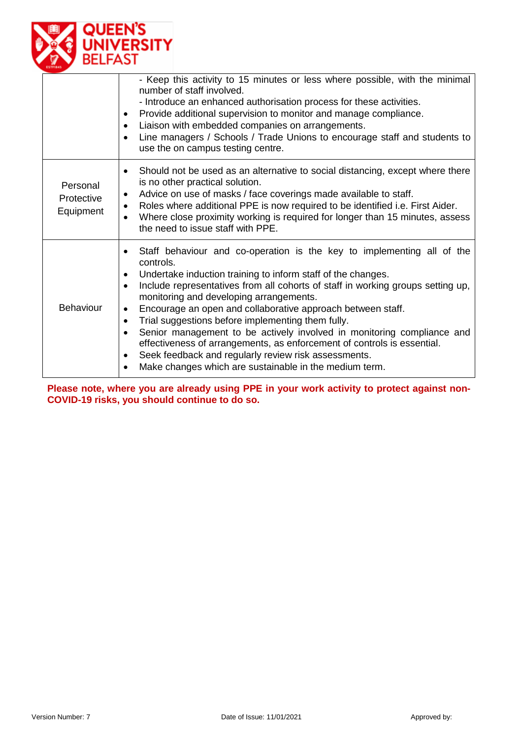| | |
|---|---|
| | - Keep this activity to 15 minutes or less where possible, with the minimal number of staff involved.<br>- Introduce an enhanced authorisation process for these activities.<br>• Provide additional supervision to monitor and manage compliance.<br>• Liaison with embedded companies on arrangements.<br>• Line managers / Schools / Trade Unions to encourage staff and students to use the on campus testing centre. |
| Personal Protective Equipment | • Should not be used as an alternative to social distancing, except where there is no other practical solution.<br>• Advice on use of masks / face coverings made available to staff.<br>• Roles where additional PPE is now required to be identified i.e. First Aider.<br>• Where close proximity working is required for longer than 15 minutes, assess the need to issue staff with PPE. |
| Behaviour | • Staff behaviour and co-operation is the key to implementing all of the controls.<br>• Undertake induction training to inform staff of the changes.<br>• Include representatives from all cohorts of staff in working groups setting up, monitoring and developing arrangements.<br>• Encourage an open and collaborative approach between staff.<br>• Trial suggestions before implementing them fully.<br>• Senior management to be actively involved in monitoring compliance and effectiveness of arrangements, as enforcement of controls is essential.<br>• Seek feedback and regularly review risk assessments.<br>• Make changes which are sustainable in the medium term. |

**Please note, where you are already using PPE in your work activity to protect against non-COVID-19 risks, you should continue to do so.**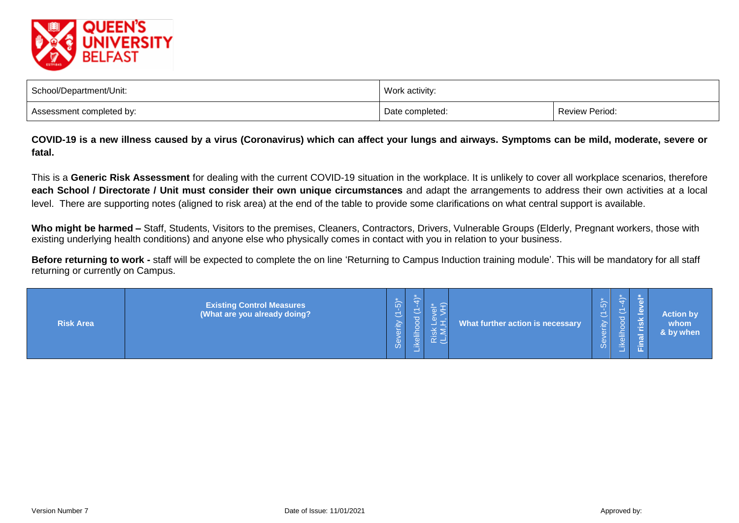| School/Department/Unit: | Work activity: | |
|---|---|---|
| Assessment completed by: | Date completed: | Review Period: |

**COVID-19 is a new illness caused by a virus (Coronavirus) which can affect your lungs and airways. Symptoms can be mild, moderate, severe or fatal.**

This is a **Generic Risk Assessment** for dealing with the current COVID-19 situation in the workplace. It is unlikely to cover all workplace scenarios, therefore **each School / Directorate / Unit must consider their own unique circumstances** and adapt the arrangements to address their own activities at a local level. There are supporting notes (aligned to risk area) at the end of the table to provide some clarifications on what central support is available.

**Who might be harmed –** Staff, Students, Visitors to the premises, Cleaners, Contractors, Drivers, Vulnerable Groups (Elderly, Pregnant workers, those with existing underlying health conditions) and anyone else who physically comes in contact with you in relation to your business.

**Before returning to work -** staff will be expected to complete the on line 'Returning to Campus Induction training module'. This will be mandatory for all staff returning or currently on Campus.

| Risk Area | Existing Control Measures (What are you already doing?) | Severity (1-5)* | Likelihood (1-4)* | Risk Level* (L,M,H, VH) | What further action is necessary | Severity (1-5)* | Likelihood (1-4)* | Final risk level* | Action by whom & by when |
|---|---|---|---|---|---|---|---|---|---|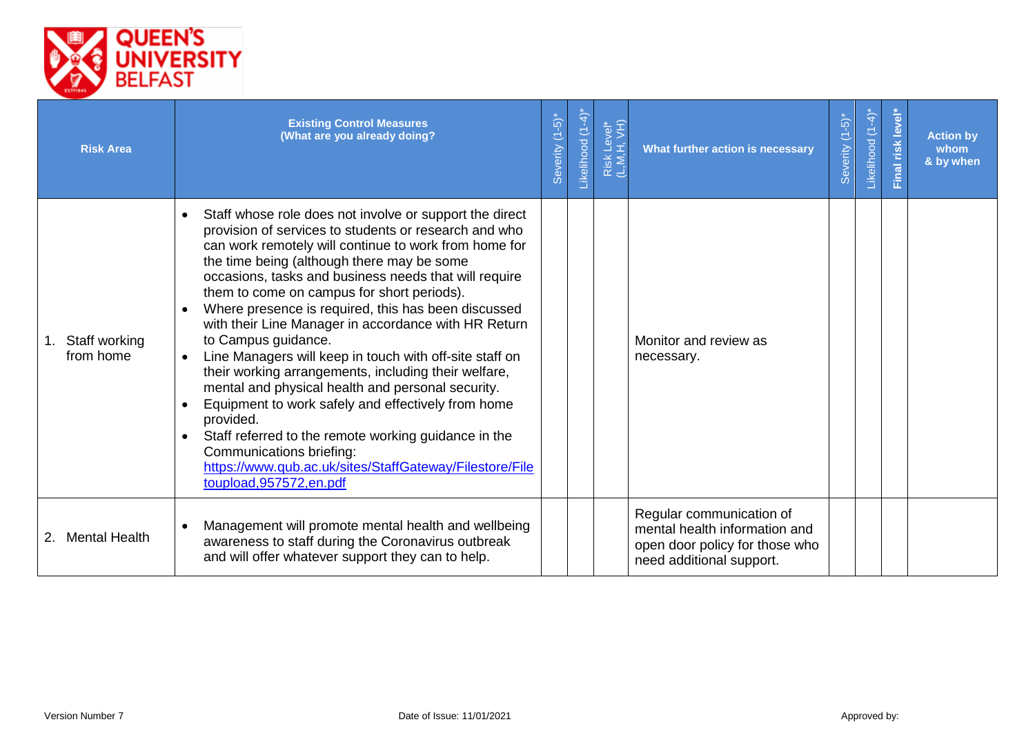| Risk Area | Existing Control Measures (What are you already doing?) | Severity (1-5)* | Likelihood (1-4)* | Risk Level* (L,M,H, VH) | What further action is necessary | Severity (1-5)* | Likelihood (1-4)* | **Final risk level*** | Action by whom & by when |
|---|---|---|---|---|---|---|---|---|---|
| 1. Staff working from home | • Staff whose role does not involve or support the direct provision of services to students or research and who can work remotely will continue to work from home for the time being (although there may be some occasions, tasks and business needs that will require them to come on campus for short periods).<br>• Where presence is required, this has been discussed with their Line Manager in accordance with HR Return to Campus guidance.<br>• Line Managers will keep in touch with off-site staff on their working arrangements, including their welfare, mental and physical health and personal security.<br>• Equipment to work safely and effectively from home provided.<br>• Staff referred to the remote working guidance in the Communications briefing: [https://www.qub.ac.uk/sites/StaffGateway/Filestore/Filetoupload,957572,en.pdf](https://www.qub.ac.uk/sites/StaffGateway/Filestore/Filetoupload,957572,en.pdf) | | | | Monitor and review as necessary. | | | | |
| 2. Mental Health | • Management will promote mental health and wellbeing awareness to staff during the Coronavirus outbreak and will offer whatever support they can to help. | | | | Regular communication of mental health information and open door policy for those who need additional support. | | | | |

Version Number 7 Date of Issue: 11/01/2021 Approved by: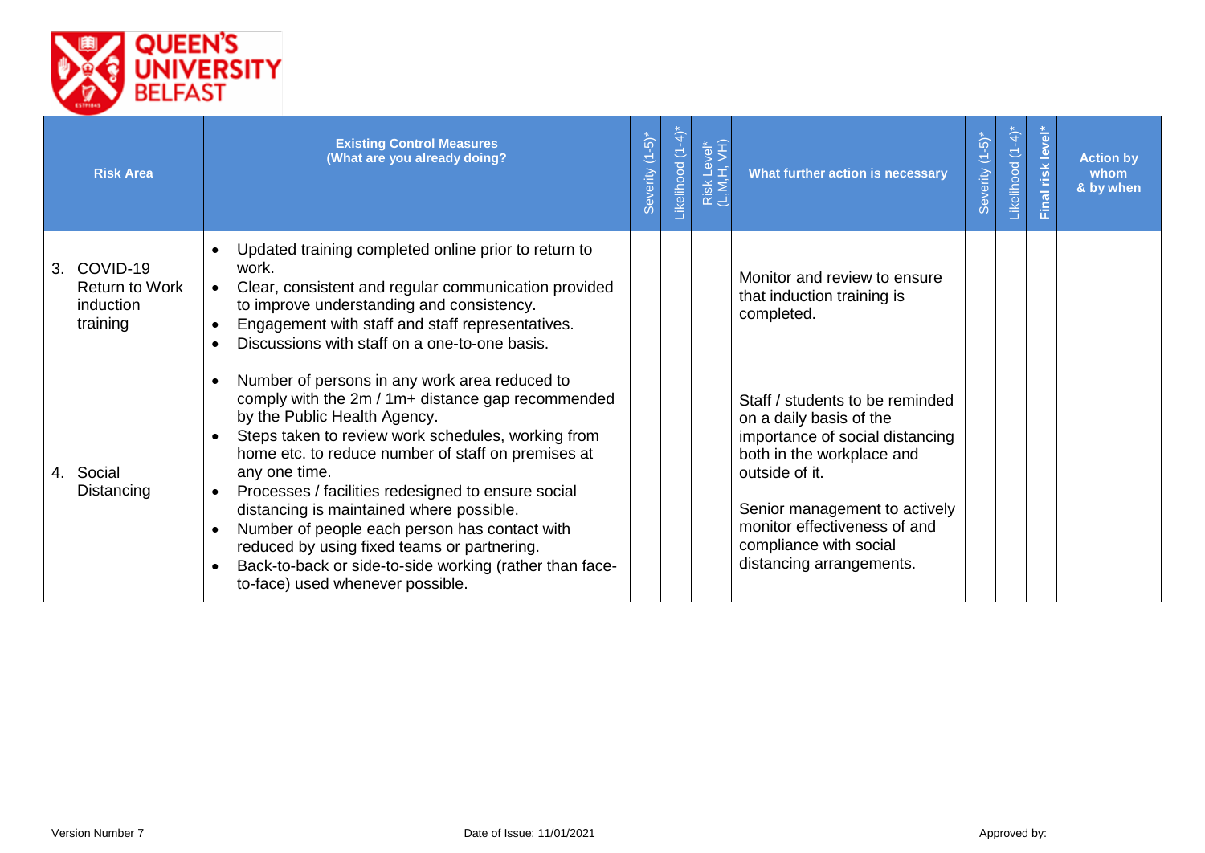| Risk Area | Existing Control Measures (What are you already doing?) | Severity (1-5)* | Likelihood (1-4)* | Risk Level* (L,M,H, VH) | What further action is necessary | Severity (1-5)* | Likelihood (1-4)* | Final risk level* | Action by whom & by when |
|---|---|---|---|---|---|---|---|---|---|
| 3. COVID-19 Return to Work induction training | • Updated training completed online prior to return to work.<br>• Clear, consistent and regular communication provided to improve understanding and consistency.<br>• Engagement with staff and staff representatives.<br>• Discussions with staff on a one-to-one basis. | | | | Monitor and review to ensure that induction training is completed. | | | | |
| 4. Social Distancing | • Number of persons in any work area reduced to comply with the 2m / 1m+ distance gap recommended by the Public Health Agency.<br>• Steps taken to review work schedules, working from home etc. to reduce number of staff on premises at any one time.<br>• Processes / facilities redesigned to ensure social distancing is maintained where possible.<br>• Number of people each person has contact with reduced by using fixed teams or partnering.<br>• Back-to-back or side-to-side working (rather than face-to-face) used whenever possible. | | | | Staff / students to be reminded on a daily basis of the importance of social distancing both in the workplace and outside of it.<br><br>Senior management to actively monitor effectiveness of and compliance with social distancing arrangements. | | | | |

Version Number 7 Date of Issue: 11/01/2021 Approved by: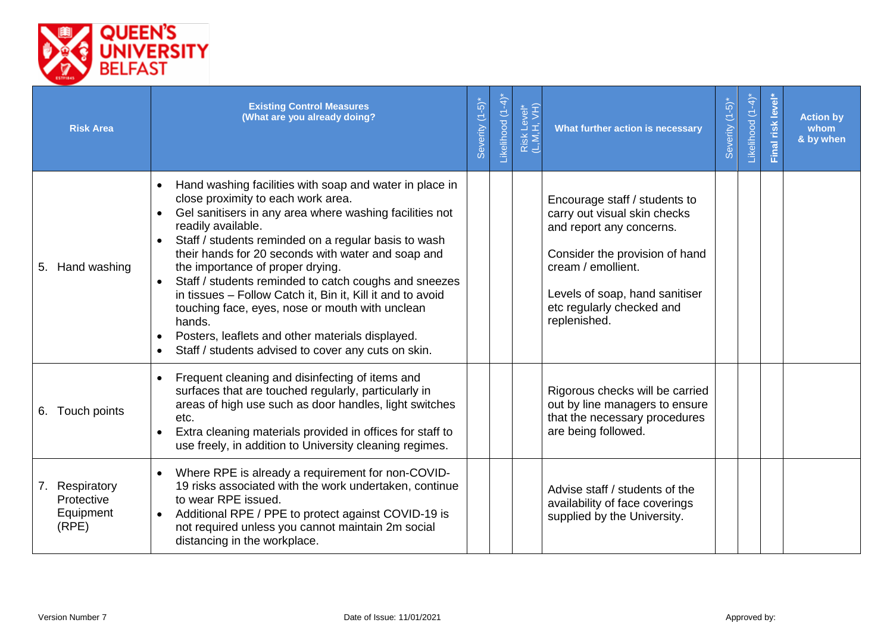| Risk Area | Existing Control Measures (What are you already doing? | Severity (1-5)* | Likelihood (1-4)* | Risk Level* (L,M,H, VH) | What further action is necessary | Severity (1-5)* | Likelihood (1-4)* | Final risk level* | Action by whom & by when |
|---|---|---|---|---|---|---|---|---|---|
| 5. Hand washing | • Hand washing facilities with soap and water in place in close proximity to each work area.<br>• Gel sanitisers in any area where washing facilities not readily available.<br>• Staff / students reminded on a regular basis to wash their hands for 20 seconds with water and soap and the importance of proper drying.<br>• Staff / students reminded to catch coughs and sneezes in tissues – Follow Catch it, Bin it, Kill it and to avoid touching face, eyes, nose or mouth with unclean hands.<br>• Posters, leaflets and other materials displayed.<br>• Staff / students advised to cover any cuts on skin. | | | | Encourage staff / students to carry out visual skin checks and report any concerns.<br><br>Consider the provision of hand cream / emollient.<br><br>Levels of soap, hand sanitiser etc regularly checked and replenished. | | | | |
| 6. Touch points | • Frequent cleaning and disinfecting of items and surfaces that are touched regularly, particularly in areas of high use such as door handles, light switches etc.<br>• Extra cleaning materials provided in offices for staff to use freely, in addition to University cleaning regimes. | | | | Rigorous checks will be carried out by line managers to ensure that the necessary procedures are being followed. | | | | |
| 7. Respiratory Protective Equipment (RPE) | • Where RPE is already a requirement for non-COVID-19 risks associated with the work undertaken, continue to wear RPE issued.<br>• Additional RPE / PPE to protect against COVID-19 is not required unless you cannot maintain 2m social distancing in the workplace. | | | | Advise staff / students of the availability of face coverings supplied by the University. | | | | |

Version Number 7 Date of Issue: 11/01/2021 Approved by: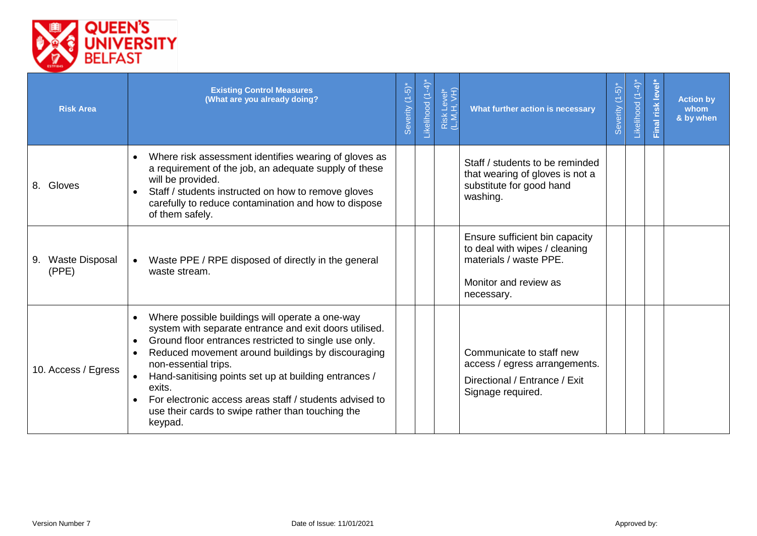| Risk Area | Existing Control Measures (What are you already doing? | Severity (1-5)* | Likelihood (1-4)* | Risk Level* (L,M,H, VH) | What further action is necessary | Severity (1-5)* | Likelihood (1-4)* | Final risk level* | Action by whom & by when |
|---|---|---|---|---|---|---|---|---|---|
| 8. Gloves | • Where risk assessment identifies wearing of gloves as a requirement of the job, an adequate supply of these will be provided.<br>• Staff / students instructed on how to remove gloves carefully to reduce contamination and how to dispose of them safely. | | | | Staff / students to be reminded that wearing of gloves is not a substitute for good hand washing. | | | | |
| 9. Waste Disposal (PPE) | • Waste PPE / RPE disposed of directly in the general waste stream. | | | | Ensure sufficient bin capacity to deal with wipes / cleaning materials / waste PPE.<br><br>Monitor and review as necessary. | | | | |
| 10. Access / Egress | • Where possible buildings will operate a one-way system with separate entrance and exit doors utilised.<br>• Ground floor entrances restricted to single use only.<br>• Reduced movement around buildings by discouraging non-essential trips.<br>• Hand-sanitising points set up at building entrances / exits.<br>• For electronic access areas staff / students advised to use their cards to swipe rather than touching the keypad. | | | | Communicate to staff new access / egress arrangements.<br>Directional / Entrance / Exit Signage required. | | | | |

Version Number 7 Date of Issue: 11/01/2021 Approved by: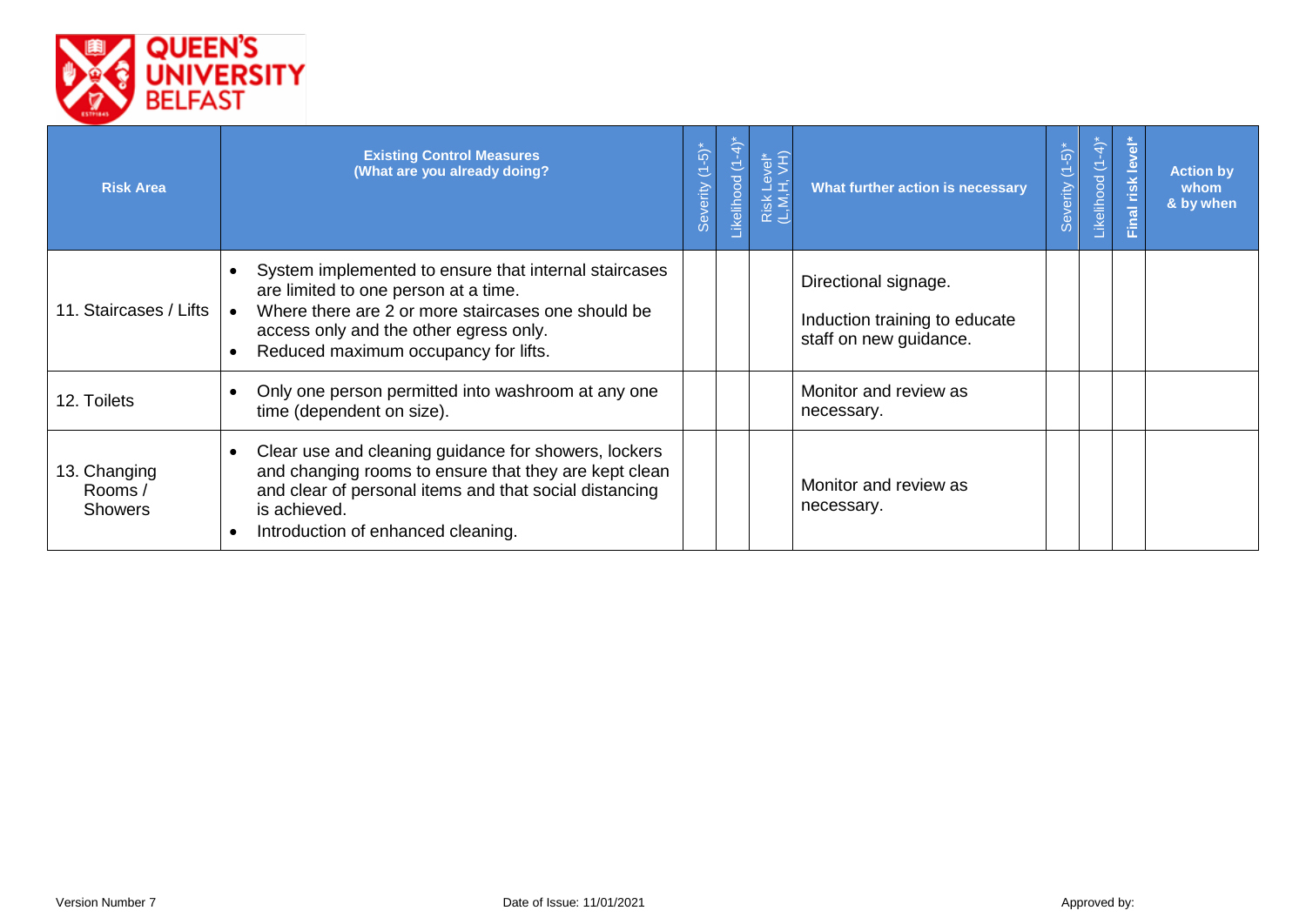| Risk Area | Existing Control Measures (What are you already doing?) | Severity (1-5)* | Likelihood (1-4)* | Risk Level* (L,M,H, VH) | What further action is necessary | Severity (1-5)* | Likelihood (1-4)* | Final risk level* | Action by whom & by when |
|---|---|---|---|---|---|---|---|---|---|
| 11. Staircases / Lifts | • System implemented to ensure that internal staircases are limited to one person at a time.<br>• Where there are 2 or more staircases one should be access only and the other egress only.<br>• Reduced maximum occupancy for lifts. | | | | Directional signage.<br><br>Induction training to educate staff on new guidance. | | | | |
| 12. Toilets | • Only one person permitted into washroom at any one time (dependent on size). | | | | Monitor and review as necessary. | | | | |
| 13. Changing Rooms / Showers | • Clear use and cleaning guidance for showers, lockers and changing rooms to ensure that they are kept clean and clear of personal items and that social distancing is achieved.<br>• Introduction of enhanced cleaning. | | | | Monitor and review as necessary. | | | | |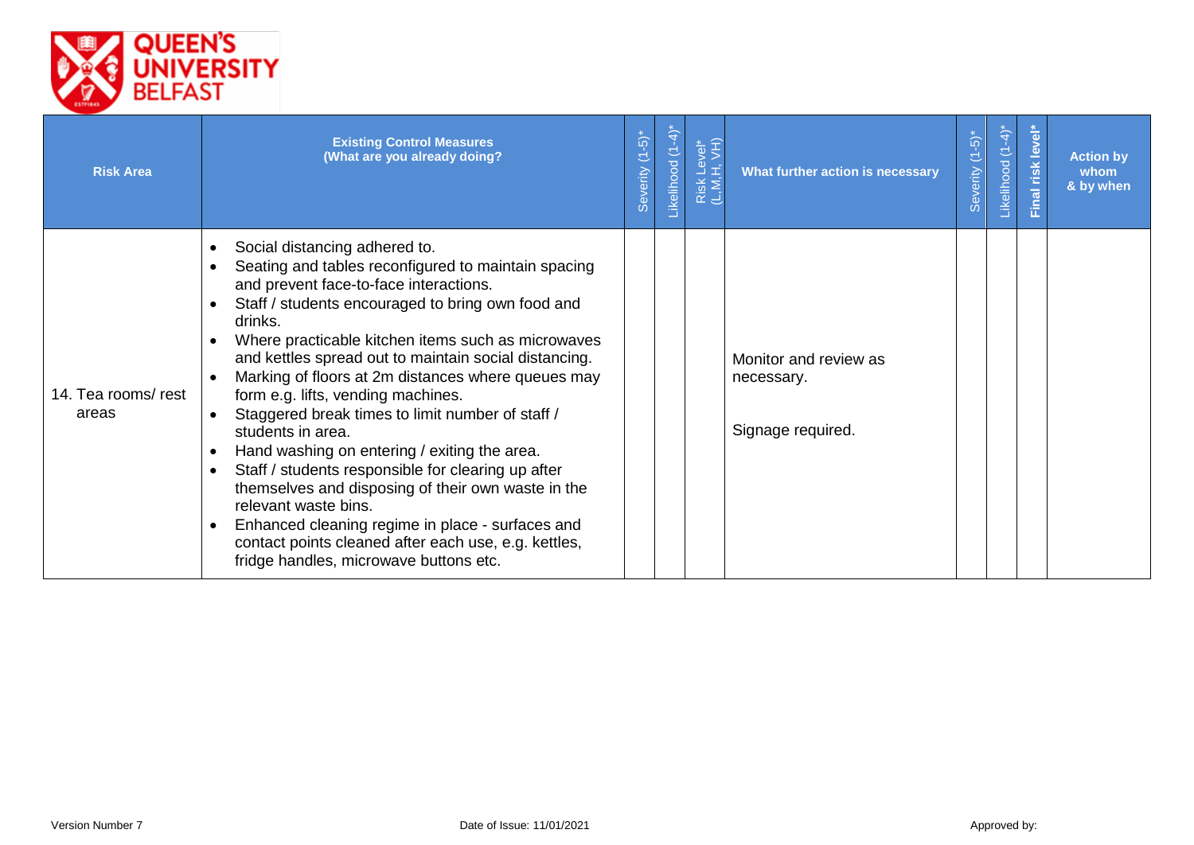| Risk Area | Existing Control Measures (What are you already doing? | Severity (1-5)* | Likelihood (1-4)* | Risk Level* (L,M,H, VH) | What further action is necessary | Severity (1-5)* | Likelihood (1-4)* | Final risk level* | Action by whom & by when |
|---|---|---|---|---|---|---|---|---|---|
| 14. Tea rooms/ rest areas | • Social distancing adhered to.<br>• Seating and tables reconfigured to maintain spacing and prevent face-to-face interactions.<br>• Staff / students encouraged to bring own food and drinks.<br>• Where practicable kitchen items such as microwaves and kettles spread out to maintain social distancing.<br>• Marking of floors at 2m distances where queues may form e.g. lifts, vending machines.<br>• Staggered break times to limit number of staff / students in area.<br>• Hand washing on entering / exiting the area.<br>• Staff / students responsible for clearing up after themselves and disposing of their own waste in the relevant waste bins.<br>• Enhanced cleaning regime in place - surfaces and contact points cleaned after each use, e.g. kettles, fridge handles, microwave buttons etc. | | | | Monitor and review as necessary.<br><br>Signage required. | | | | |

Version Number 7 Date of Issue: 11/01/2021 Approved by: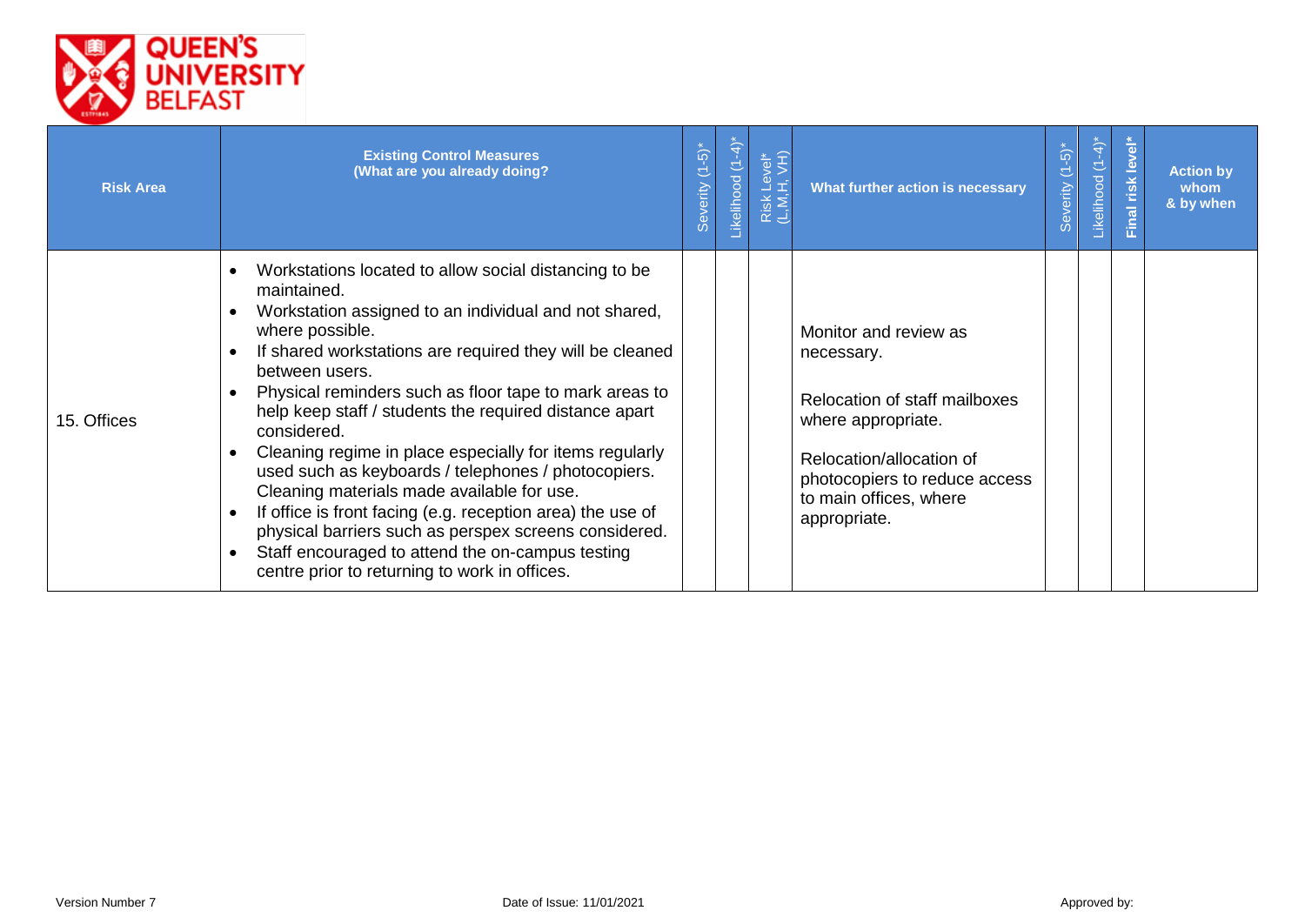| Risk Area | Existing Control Measures (What are you already doing? | Severity (1-5)* | Likelihood (1-4)* | Risk Level* (L,M,H, VH) | What further action is necessary | Severity (1-5)* | Likelihood (1-4)* | Final risk level* | Action by whom & by when |
|---|---|---|---|---|---|---|---|---|---|
| 15. Offices | • Workstations located to allow social distancing to be maintained.<br>• Workstation assigned to an individual and not shared, where possible.<br>• If shared workstations are required they will be cleaned between users.<br>• Physical reminders such as floor tape to mark areas to help keep staff / students the required distance apart considered.<br>• Cleaning regime in place especially for items regularly used such as keyboards / telephones / photocopiers. Cleaning materials made available for use.<br>• If office is front facing (e.g. reception area) the use of physical barriers such as perspex screens considered.<br>• Staff encouraged to attend the on-campus testing centre prior to returning to work in offices. | | | | Monitor and review as necessary.<br><br>Relocation of staff mailboxes where appropriate.<br><br>Relocation/allocation of photocopiers to reduce access to main offices, where appropriate. | | | | |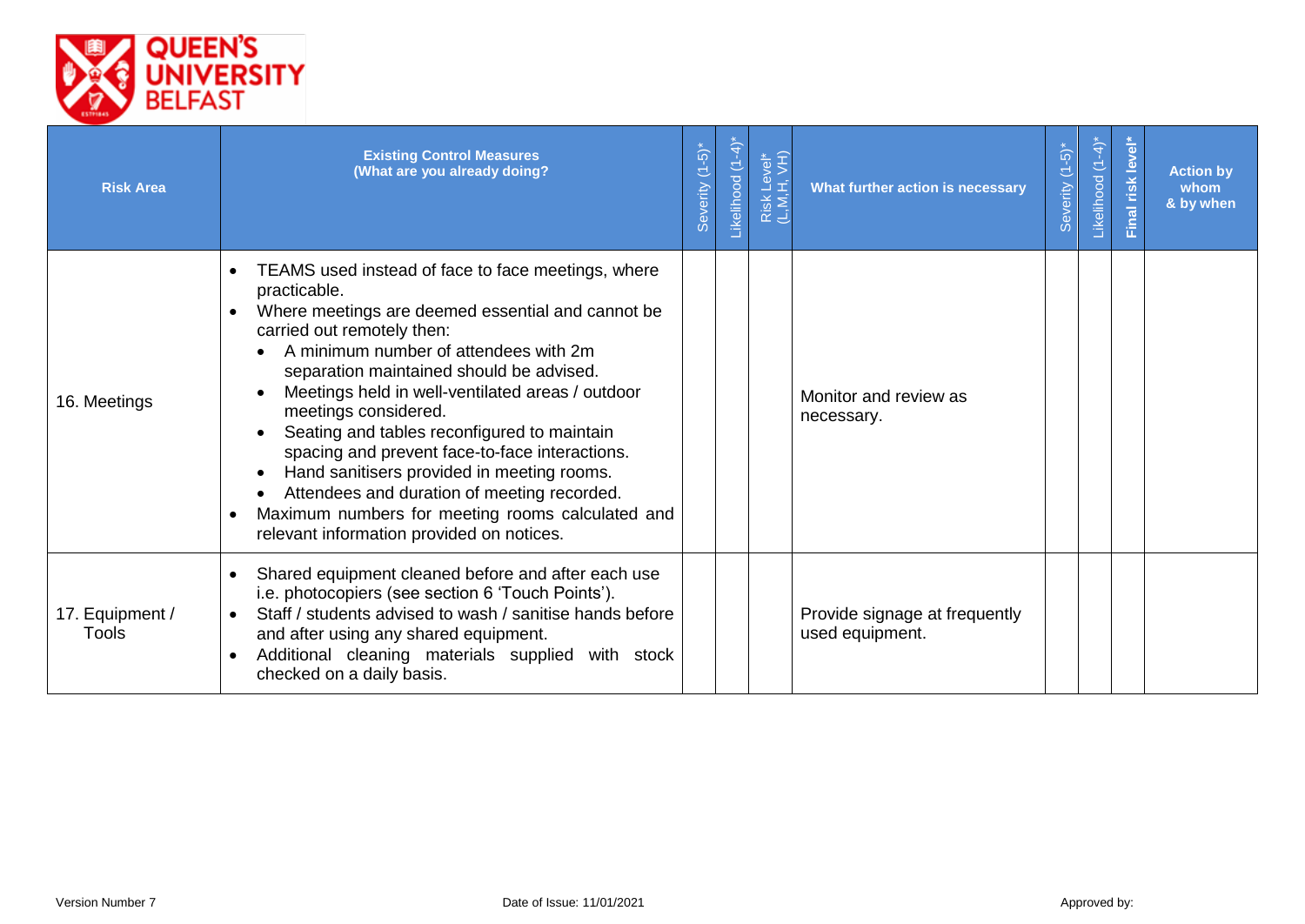| Risk Area | Existing Control Measures (What are you already doing? | Severity (1-5)* | Likelihood (1-4)* | Risk Level* (L,M,H, VH) | What further action is necessary | Severity (1-5)* | Likelihood (1-4)* | Final risk level* | Action by whom & by when |
|---|---|---|---|---|---|---|---|---|---|
| 16. Meetings | • TEAMS used instead of face to face meetings, where practicable.<br>• Where meetings are deemed essential and cannot be carried out remotely then:<br>&nbsp;&nbsp;• A minimum number of attendees with 2m separation maintained should be advised.<br>&nbsp;&nbsp;• Meetings held in well-ventilated areas / outdoor meetings considered.<br>&nbsp;&nbsp;• Seating and tables reconfigured to maintain spacing and prevent face-to-face interactions.<br>&nbsp;&nbsp;• Hand sanitisers provided in meeting rooms.<br>&nbsp;&nbsp;• Attendees and duration of meeting recorded.<br>• Maximum numbers for meeting rooms calculated and relevant information provided on notices. | | | | Monitor and review as necessary. | | | | |
| 17. Equipment / Tools | • Shared equipment cleaned before and after each use i.e. photocopiers (see section 6 'Touch Points').<br>• Staff / students advised to wash / sanitise hands before and after using any shared equipment.<br>• Additional cleaning materials supplied with stock checked on a daily basis. | | | | Provide signage at frequently used equipment. | | | | |

Version Number 7 Date of Issue: 11/01/2021 Approved by: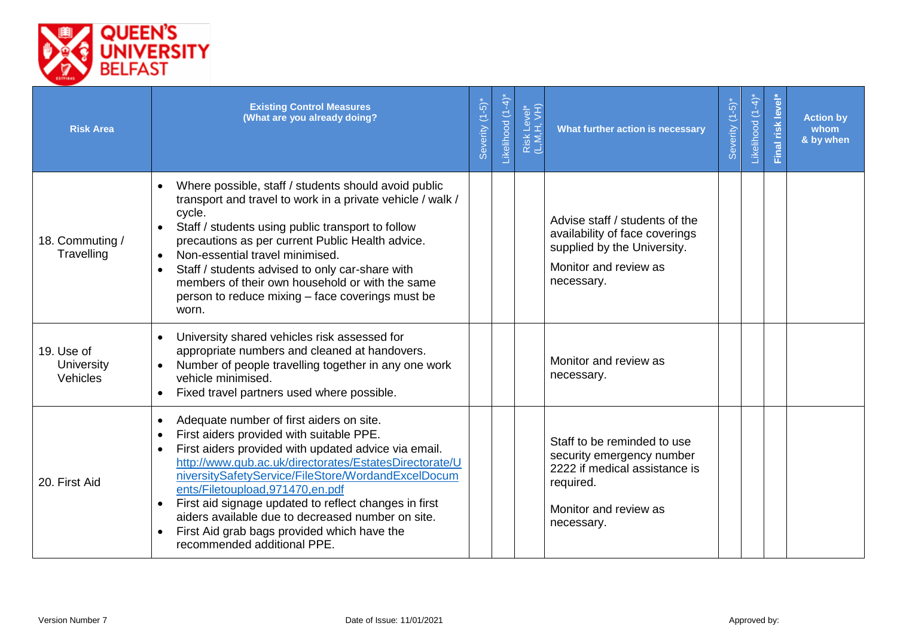| Risk Area | Existing Control Measures (What are you already doing? | Severity (1-5)* | Likelihood (1-4)* | Risk Level* (L,M,H, VH) | What further action is necessary | Severity (1-5)* | Likelihood (1-4)* | Final risk level* | Action by whom & by when |
|---|---|---|---|---|---|---|---|---|---|
| 18. Commuting / Travelling | • Where possible, staff / students should avoid public transport and travel to work in a private vehicle / walk / cycle.<br>• Staff / students using public transport to follow precautions as per current Public Health advice.<br>• Non-essential travel minimised.<br>• Staff / students advised to only car-share with members of their own household or with the same person to reduce mixing – face coverings must be worn. | | | | Advise staff / students of the availability of face coverings supplied by the University.<br><br>Monitor and review as necessary. | | | | |
| 19. Use of University Vehicles | • University shared vehicles risk assessed for appropriate numbers and cleaned at handovers.<br>• Number of people travelling together in any one work vehicle minimised.<br>• Fixed travel partners used where possible. | | | | Monitor and review as necessary. | | | | |
| 20. First Aid | • Adequate number of first aiders on site.<br>• First aiders provided with suitable PPE.<br>• First aiders provided with updated advice via email. http://www.qub.ac.uk/directorates/EstatesDirectorate/UniversitySafetyService/FileStore/WordandExcelDocuments/Filetoupload,971470,en.pdf<br>• First aid signage updated to reflect changes in first aiders available due to decreased number on site.<br>• First Aid grab bags provided which have the recommended additional PPE. | | | | Staff to be reminded to use security emergency number 2222 if medical assistance is required.<br><br>Monitor and review as necessary. | | | | |

Version Number 7 Date of Issue: 11/01/2021 Approved by: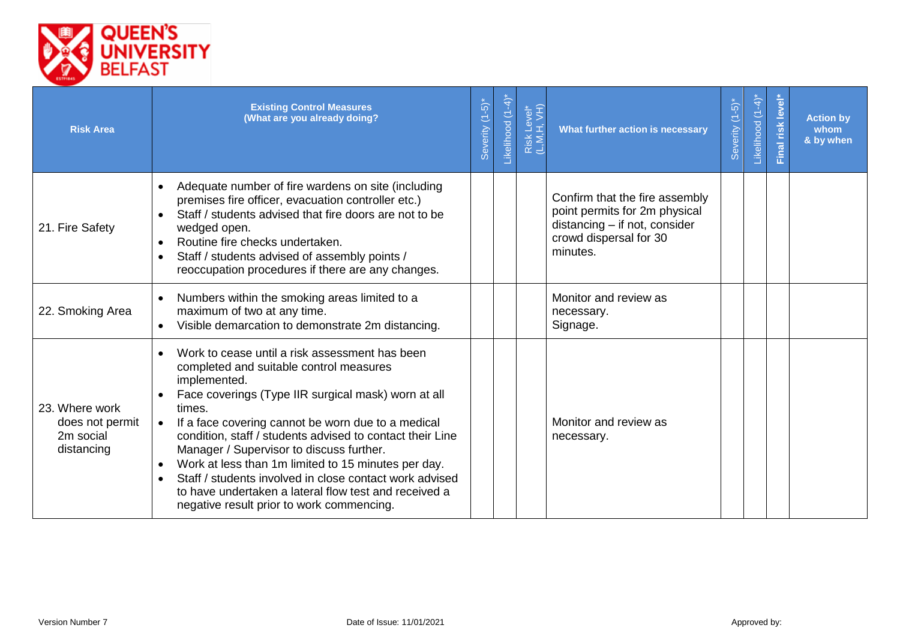| Risk Area | Existing Control Measures (What are you already doing?) | Severity (1-5)* | Likelihood (1-4)* | Risk Level* (L,M,H, VH) | What further action is necessary | Severity (1-5)* | Likelihood (1-4)* | Final risk level* | Action by whom & by when |
|---|---|---|---|---|---|---|---|---|---|
| 21. Fire Safety | • Adequate number of fire wardens on site (including premises fire officer, evacuation controller etc.)<br>• Staff / students advised that fire doors are not to be wedged open.<br>• Routine fire checks undertaken.<br>• Staff / students advised of assembly points / reoccupation procedures if there are any changes. | | | | Confirm that the fire assembly point permits for 2m physical distancing – if not, consider crowd dispersal for 30 minutes. | | | | |
| 22. Smoking Area | • Numbers within the smoking areas limited to a maximum of two at any time.<br>• Visible demarcation to demonstrate 2m distancing. | | | | Monitor and review as necessary.<br>Signage. | | | | |
| 23. Where work does not permit 2m social distancing | • Work to cease until a risk assessment has been completed and suitable control measures implemented.<br>• Face coverings (Type IIR surgical mask) worn at all times.<br>• If a face covering cannot be worn due to a medical condition, staff / students advised to contact their Line Manager / Supervisor to discuss further.<br>• Work at less than 1m limited to 15 minutes per day.<br>• Staff / students involved in close contact work advised to have undertaken a lateral flow test and received a negative result prior to work commencing. | | | | Monitor and review as necessary. | | | | |

Version Number 7 Date of Issue: 11/01/2021 Approved by: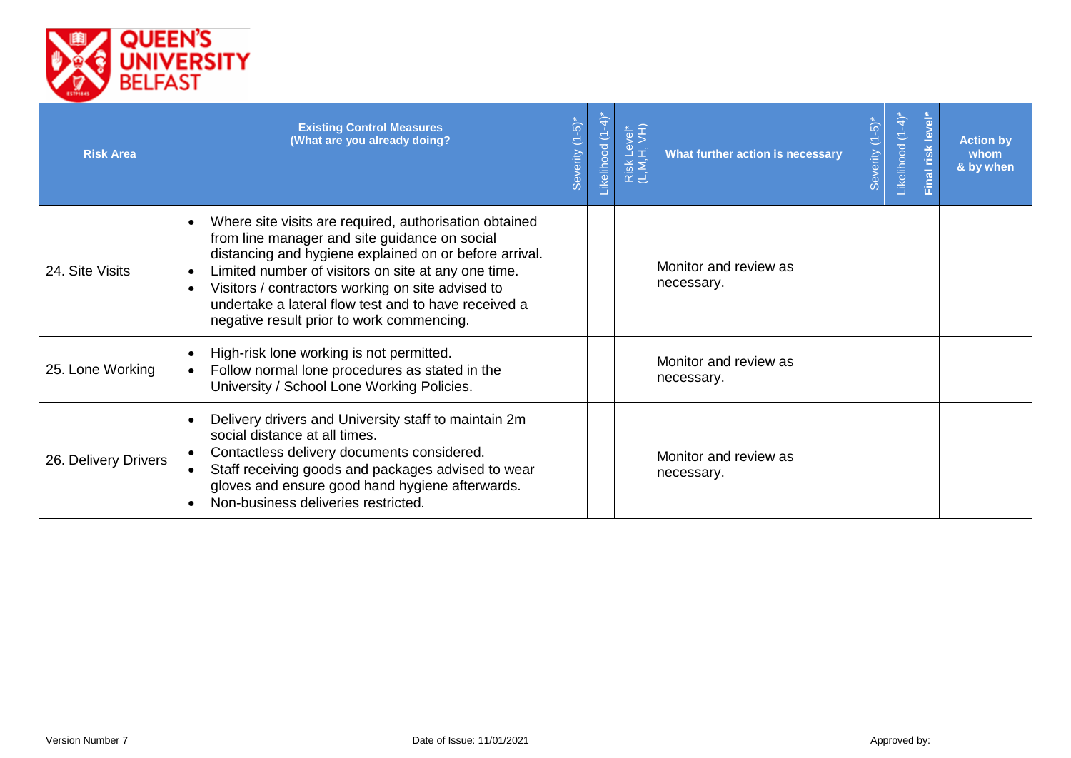| Risk Area | Existing Control Measures (What are you already doing? | Severity (1-5)* | Likelihood (1-4)* | Risk Level* (L,M,H, VH) | What further action is necessary | Severity (1-5)* | Likelihood (1-4)* | Final risk level* | Action by whom & by when |
|---|---|---|---|---|---|---|---|---|---|
| 24. Site Visits | • Where site visits are required, authorisation obtained from line manager and site guidance on social distancing and hygiene explained on or before arrival.<br>• Limited number of visitors on site at any one time.<br>• Visitors / contractors working on site advised to undertake a lateral flow test and to have received a negative result prior to work commencing. | | | | Monitor and review as necessary. | | | | |
| 25. Lone Working | • High-risk lone working is not permitted.<br>• Follow normal lone procedures as stated in the University / School Lone Working Policies. | | | | Monitor and review as necessary. | | | | |
| 26. Delivery Drivers | • Delivery drivers and University staff to maintain 2m social distance at all times.<br>• Contactless delivery documents considered.<br>• Staff receiving goods and packages advised to wear gloves and ensure good hand hygiene afterwards.<br>• Non-business deliveries restricted. | | | | Monitor and review as necessary. | | | | |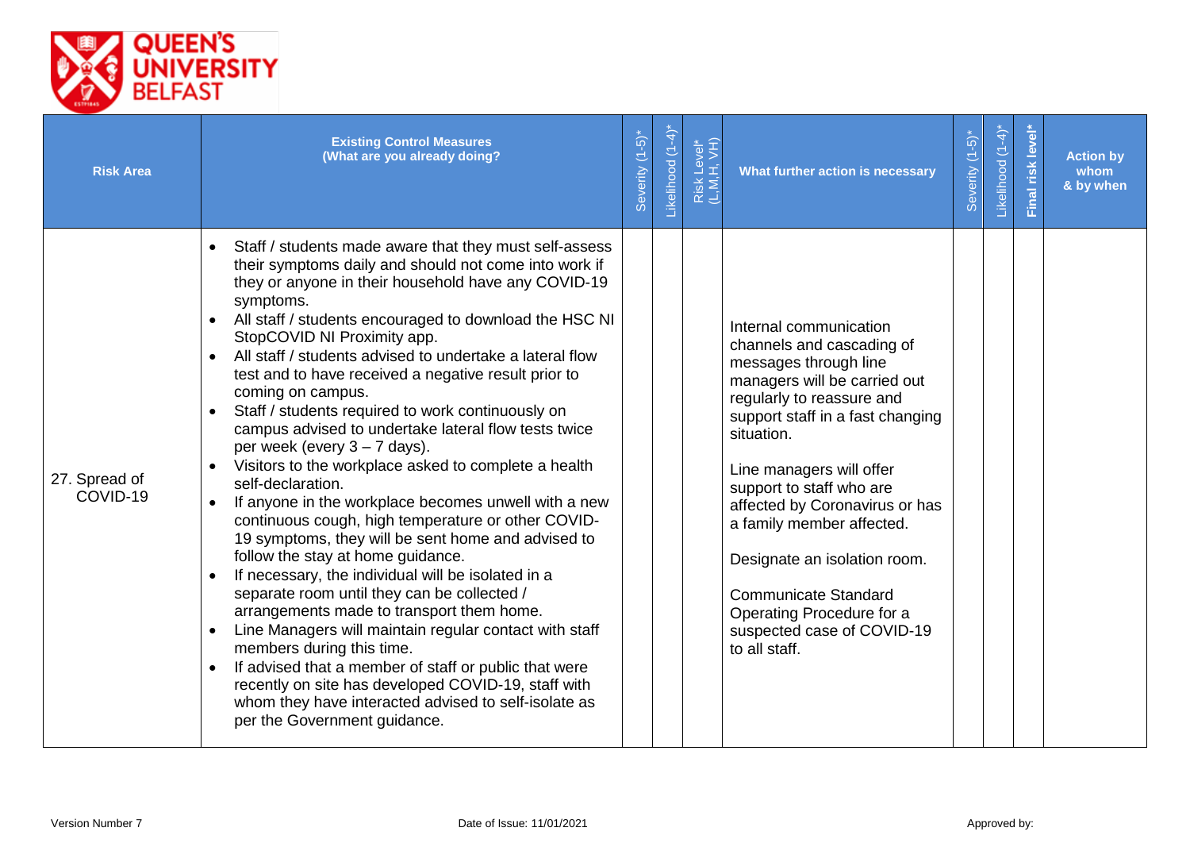| Risk Area | Existing Control Measures (What are you already doing? | Severity (1-5)* | Likelihood (1-4)* | Risk Level* (L,M,H, VH) | What further action is necessary | Severity (1-5)* | Likelihood (1-4)* | Final risk level* | Action by whom & by when |
|---|---|---|---|---|---|---|---|---|---|
| 27. Spread of COVID-19 | • Staff / students made aware that they must self-assess their symptoms daily and should not come into work if they or anyone in their household have any COVID-19 symptoms.<br>• All staff / students encouraged to download the HSC NI StopCOVID NI Proximity app.<br>• All staff / students advised to undertake a lateral flow test and to have received a negative result prior to coming on campus.<br>• Staff / students required to work continuously on campus advised to undertake lateral flow tests twice per week (every 3 – 7 days).<br>• Visitors to the workplace asked to complete a health self-declaration.<br>• If anyone in the workplace becomes unwell with a new continuous cough, high temperature or other COVID-19 symptoms, they will be sent home and advised to follow the stay at home guidance.<br>• If necessary, the individual will be isolated in a separate room until they can be collected / arrangements made to transport them home.<br>• Line Managers will maintain regular contact with staff members during this time.<br>• If advised that a member of staff or public that were recently on site has developed COVID-19, staff with whom they have interacted advised to self-isolate as per the Government guidance. | | | | Internal communication channels and cascading of messages through line managers will be carried out regularly to reassure and support staff in a fast changing situation.<br><br>Line managers will offer support to staff who are affected by Coronavirus or has a family member affected.<br><br>Designate an isolation room.<br><br>Communicate Standard Operating Procedure for a suspected case of COVID-19 to all staff. | | | | |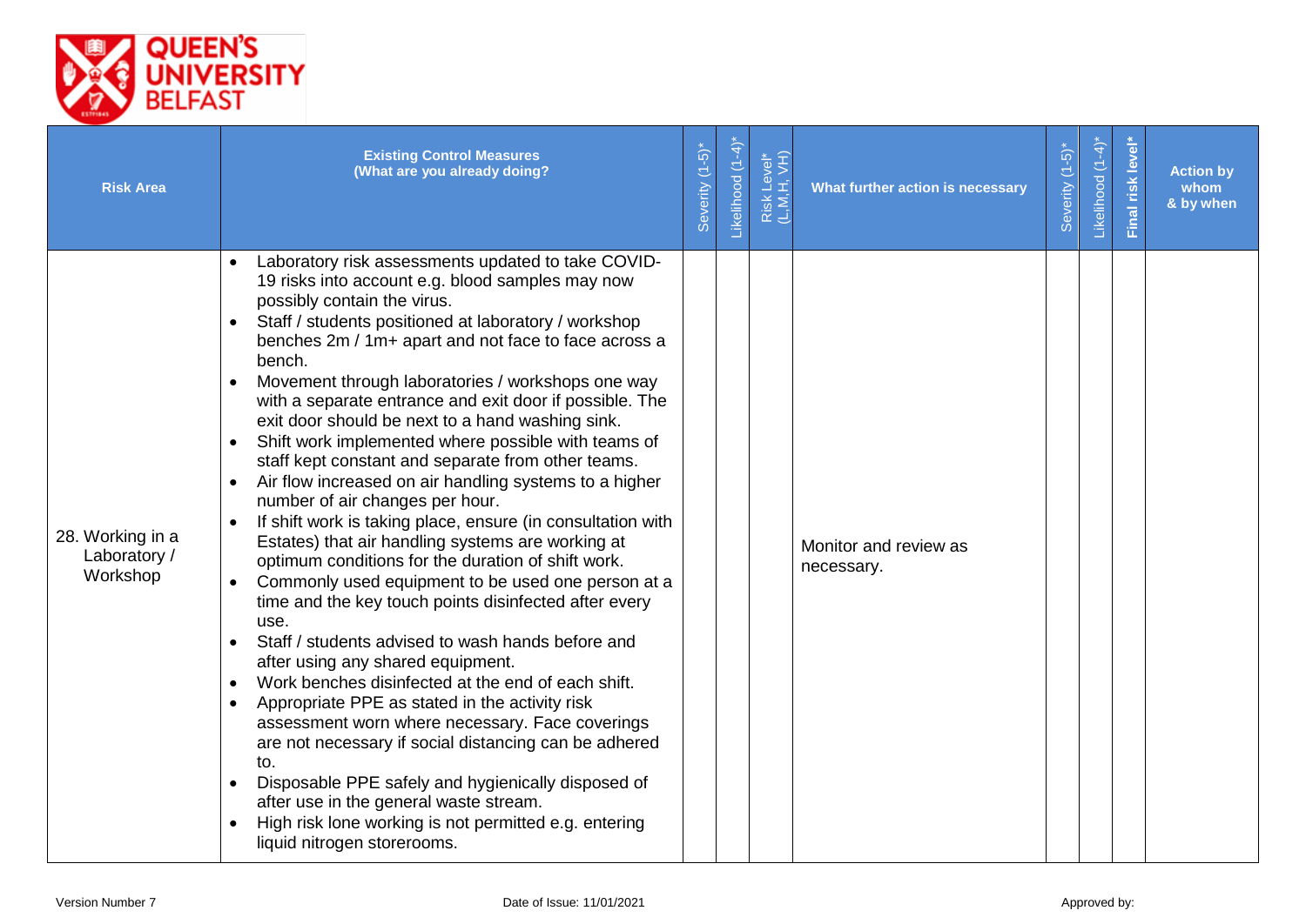| Risk Area | Existing Control Measures (What are you already doing?) | Severity (1-5)* | Likelihood (1-4)* | Risk Level* (L,M,H, VH) | What further action is necessary | Severity (1-5)* | Likelihood (1-4)* | Final risk level* | Action by whom & by when |
|---|---|---|---|---|---|---|---|---|---|
| 28. Working in a Laboratory / Workshop | • Laboratory risk assessments updated to take COVID-19 risks into account e.g. blood samples may now possibly contain the virus.<br>• Staff / students positioned at laboratory / workshop benches 2m / 1m+ apart and not face to face across a bench.<br>• Movement through laboratories / workshops one way with a separate entrance and exit door if possible. The exit door should be next to a hand washing sink.<br>• Shift work implemented where possible with teams of staff kept constant and separate from other teams.<br>• Air flow increased on air handling systems to a higher number of air changes per hour.<br>• If shift work is taking place, ensure (in consultation with Estates) that air handling systems are working at optimum conditions for the duration of shift work.<br>• Commonly used equipment to be used one person at a time and the key touch points disinfected after every use.<br>• Staff / students advised to wash hands before and after using any shared equipment.<br>• Work benches disinfected at the end of each shift.<br>• Appropriate PPE as stated in the activity risk assessment worn where necessary. Face coverings are not necessary if social distancing can be adhered to.<br>• Disposable PPE safely and hygienically disposed of after use in the general waste stream.<br>• High risk lone working is not permitted e.g. entering liquid nitrogen storerooms. | | | | Monitor and review as necessary. | | | | |

Version Number 7 | Date of Issue: 11/01/2021 | Approved by: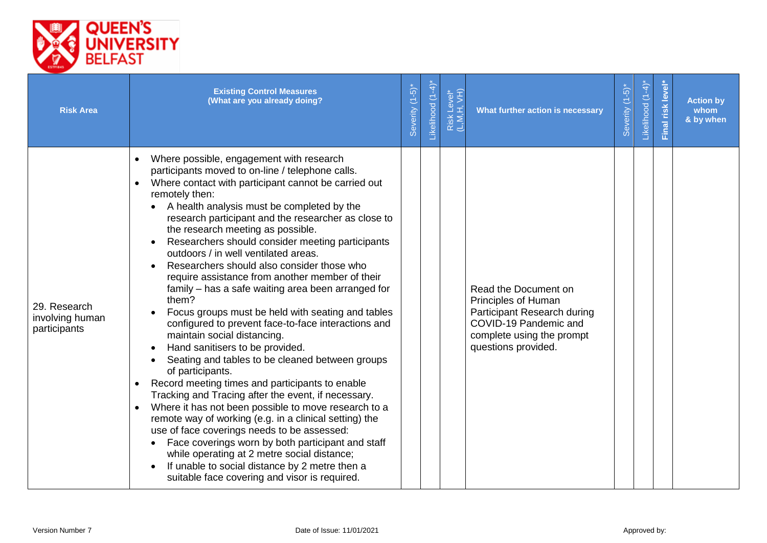| Risk Area | Existing Control Measures (What are you already doing? | Severity (1-5)* | Likelihood (1-4)* | Risk Level* (L,M,H, VH) | What further action is necessary | Severity (1-5)* | Likelihood (1-4)* | Final risk level* | Action by whom & by when |
|---|---|---|---|---|---|---|---|---|---|
| 29. Research involving human participants | • Where possible, engagement with research participants moved to on-line / telephone calls.<br>• Where contact with participant cannot be carried out remotely then:<br>&nbsp;&nbsp;• A health analysis must be completed by the research participant and the researcher as close to the research meeting as possible.<br>&nbsp;&nbsp;• Researchers should consider meeting participants outdoors / in well ventilated areas.<br>&nbsp;&nbsp;• Researchers should also consider those who require assistance from another member of their family – has a safe waiting area been arranged for them?<br>&nbsp;&nbsp;• Focus groups must be held with seating and tables configured to prevent face-to-face interactions and maintain social distancing.<br>&nbsp;&nbsp;• Hand sanitisers to be provided.<br>&nbsp;&nbsp;• Seating and tables to be cleaned between groups of participants.<br>• Record meeting times and participants to enable Tracking and Tracing after the event, if necessary.<br>• Where it has not been possible to move research to a remote way of working (e.g. in a clinical setting) the use of face coverings needs to be assessed:<br>&nbsp;&nbsp;• Face coverings worn by both participant and staff while operating at 2 metre social distance;<br>&nbsp;&nbsp;• If unable to social distance by 2 metre then a suitable face covering and visor is required. | | | | Read the Document on Principles of Human Participant Research during COVID-19 Pandemic and complete using the prompt questions provided. | | | | |

Version Number 7 Date of Issue: 11/01/2021 Approved by: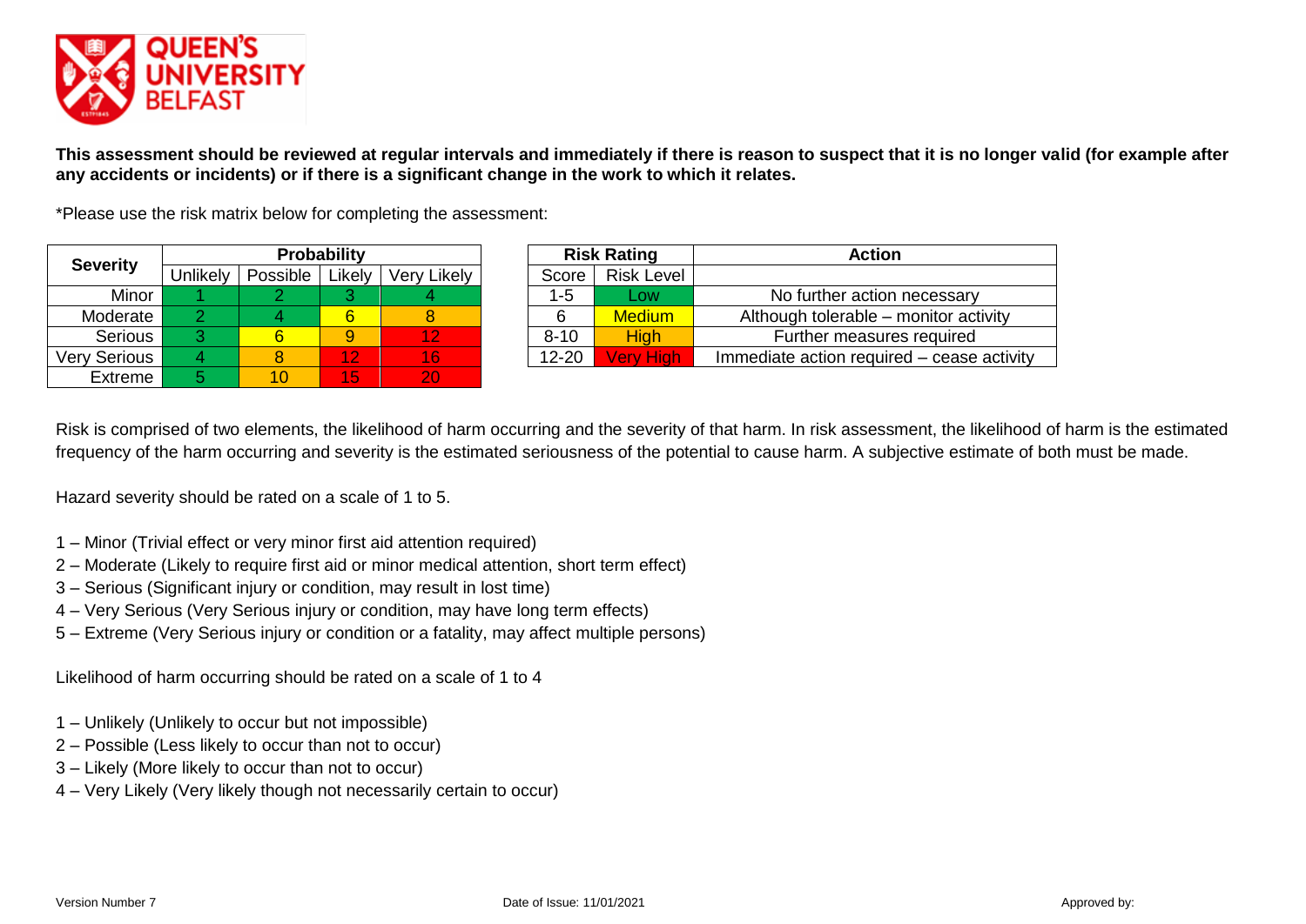**This assessment should be reviewed at regular intervals and immediately if there is reason to suspect that it is no longer valid (for example after any accidents or incidents) or if there is a significant change in the work to which it relates.**

*Please use the risk matrix below for completing the assessment:

| Severity | Probability | | | |
|---|---|---|---|---|
| | Unlikely | Possible | Likely | Very Likely |
| Minor | 1 | 2 | 3 | 4 |
| Moderate | 2 | 4 | 6 | 8 |
| Serious | 3 | 6 | 9 | 12 |
| Very Serious | 4 | 8 | 12 | 16 |
| Extreme | 5 | 10 | 15 | 20 |

| Risk Rating | | Action |
|---|---|---|
| Score | Risk Level | |
| 1-5 | Low | No further action necessary |
| 6 | Medium | Although tolerable – monitor activity |
| 8-10 | High | Further measures required |
| 12-20 | Very High | Immediate action required – cease activity |

Risk is comprised of two elements, the likelihood of harm occurring and the severity of that harm. In risk assessment, the likelihood of harm is the estimated frequency of the harm occurring and severity is the estimated seriousness of the potential to cause harm. A subjective estimate of both must be made.

Hazard severity should be rated on a scale of 1 to 5.

1 – Minor (Trivial effect or very minor first aid attention required)
2 – Moderate (Likely to require first aid or minor medical attention, short term effect)
3 – Serious (Significant injury or condition, may result in lost time)
4 – Very Serious (Very Serious injury or condition, may have long term effects)
5 – Extreme (Very Serious injury or condition or a fatality, may affect multiple persons)

Likelihood of harm occurring should be rated on a scale of 1 to 4

1 – Unlikely (Unlikely to occur but not impossible)
2 – Possible (Less likely to occur than not to occur)
3 – Likely (More likely to occur than not to occur)
4 – Very Likely (Very likely though not necessarily certain to occur)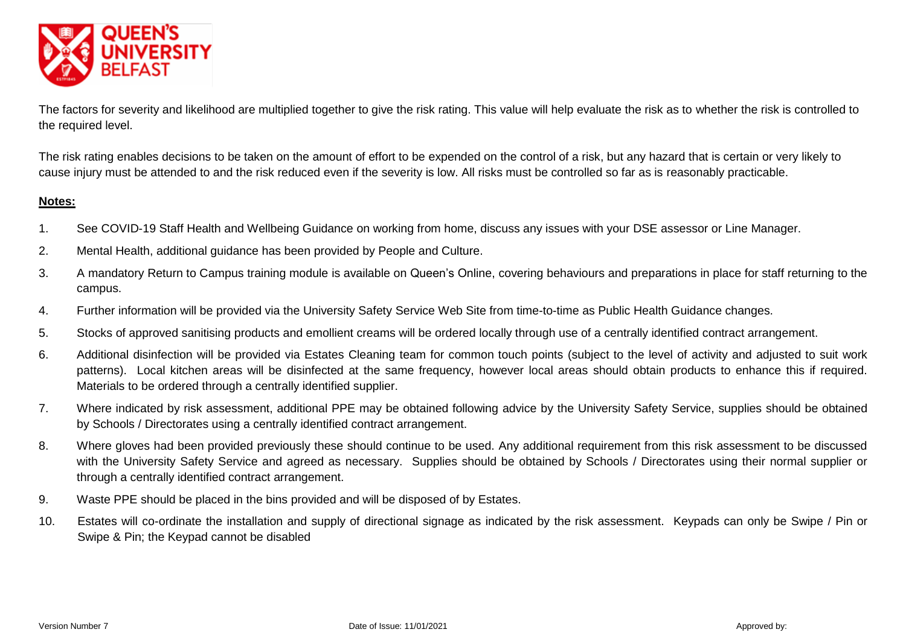The factors for severity and likelihood are multiplied together to give the risk rating. This value will help evaluate the risk as to whether the risk is controlled to the required level.

The risk rating enables decisions to be taken on the amount of effort to be expended on the control of a risk, but any hazard that is certain or very likely to cause injury must be attended to and the risk reduced even if the severity is low. All risks must be controlled so far as is reasonably practicable.

**Notes:**

1. See COVID-19 Staff Health and Wellbeing Guidance on working from home, discuss any issues with your DSE assessor or Line Manager.
2. Mental Health, additional guidance has been provided by People and Culture.
3. A mandatory Return to Campus training module is available on Queen's Online, covering behaviours and preparations in place for staff returning to the campus.
4. Further information will be provided via the University Safety Service Web Site from time-to-time as Public Health Guidance changes.
5. Stocks of approved sanitising products and emollient creams will be ordered locally through use of a centrally identified contract arrangement.
6. Additional disinfection will be provided via Estates Cleaning team for common touch points (subject to the level of activity and adjusted to suit work patterns). Local kitchen areas will be disinfected at the same frequency, however local areas should obtain products to enhance this if required. Materials to be ordered through a centrally identified supplier.
7. Where indicated by risk assessment, additional PPE may be obtained following advice by the University Safety Service, supplies should be obtained by Schools / Directorates using a centrally identified contract arrangement.
8. Where gloves had been provided previously these should continue to be used. Any additional requirement from this risk assessment to be discussed with the University Safety Service and agreed as necessary. Supplies should be obtained by Schools / Directorates using their normal supplier or through a centrally identified contract arrangement.
9. Waste PPE should be placed in the bins provided and will be disposed of by Estates.
10. Estates will co-ordinate the installation and supply of directional signage as indicated by the risk assessment. Keypads can only be Swipe / Pin or Swipe & Pin; the Keypad cannot be disabled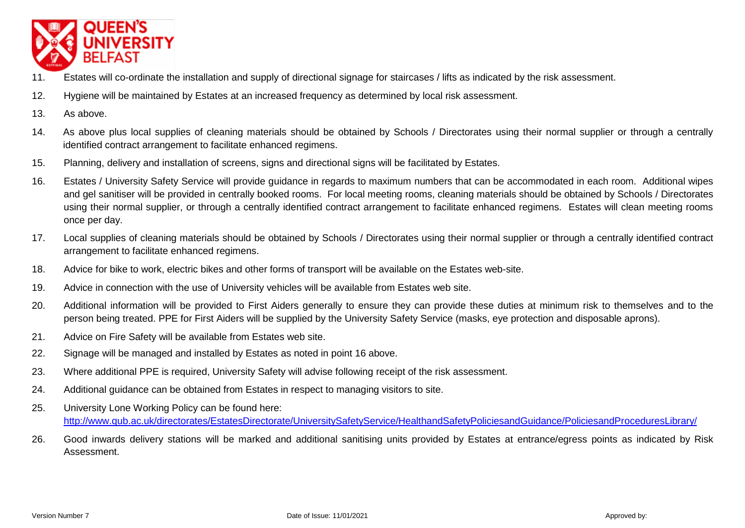11. Estates will co-ordinate the installation and supply of directional signage for staircases / lifts as indicated by the risk assessment.

12. Hygiene will be maintained by Estates at an increased frequency as determined by local risk assessment.

13. As above.

14. As above plus local supplies of cleaning materials should be obtained by Schools / Directorates using their normal supplier or through a centrally identified contract arrangement to facilitate enhanced regimens.

15. Planning, delivery and installation of screens, signs and directional signs will be facilitated by Estates.

16. Estates / University Safety Service will provide guidance in regards to maximum numbers that can be accommodated in each room. Additional wipes and gel sanitiser will be provided in centrally booked rooms. For local meeting rooms, cleaning materials should be obtained by Schools / Directorates using their normal supplier, or through a centrally identified contract arrangement to facilitate enhanced regimens. Estates will clean meeting rooms once per day.

17. Local supplies of cleaning materials should be obtained by Schools / Directorates using their normal supplier or through a centrally identified contract arrangement to facilitate enhanced regimens.

18. Advice for bike to work, electric bikes and other forms of transport will be available on the Estates web-site.

19. Advice in connection with the use of University vehicles will be available from Estates web site.

20. Additional information will be provided to First Aiders generally to ensure they can provide these duties at minimum risk to themselves and to the person being treated. PPE for First Aiders will be supplied by the University Safety Service (masks, eye protection and disposable aprons).

21. Advice on Fire Safety will be available from Estates web site.

22. Signage will be managed and installed by Estates as noted in point 16 above.

23. Where additional PPE is required, University Safety will advise following receipt of the risk assessment.

24. Additional guidance can be obtained from Estates in respect to managing visitors to site.

25. University Lone Working Policy can be found here:
[http://www.qub.ac.uk/directorates/EstatesDirectorate/UniversitySafetyService/HealthandSafetyPoliciesandGuidance/PoliciesandProceduresLibrary/](http://www.qub.ac.uk/directorates/EstatesDirectorate/UniversitySafetyService/HealthandSafetyPoliciesandGuidance/PoliciesandProceduresLibrary/)

26. Good inwards delivery stations will be marked and additional sanitising units provided by Estates at entrance/egress points as indicated by Risk Assessment.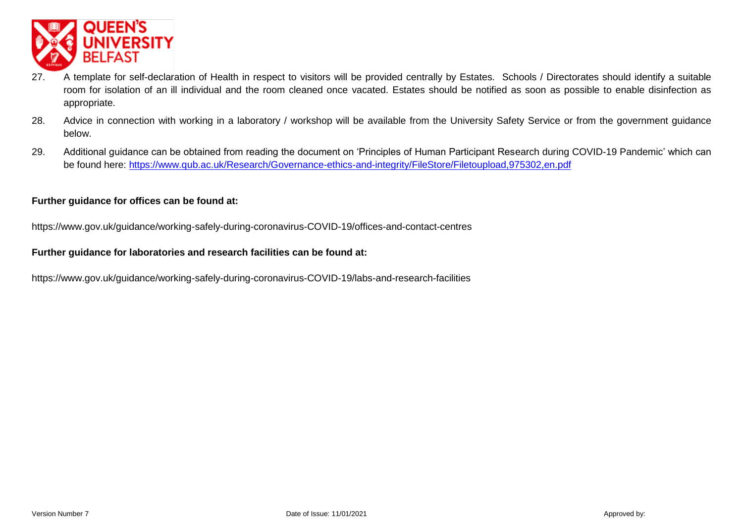27. A template for self-declaration of Health in respect to visitors will be provided centrally by Estates. Schools / Directorates should identify a suitable room for isolation of an ill individual and the room cleaned once vacated. Estates should be notified as soon as possible to enable disinfection as appropriate.

28. Advice in connection with working in a laboratory / workshop will be available from the University Safety Service or from the government guidance below.

29. Additional guidance can be obtained from reading the document on 'Principles of Human Participant Research during COVID-19 Pandemic' which can be found here: https://www.qub.ac.uk/Research/Governance-ethics-and-integrity/FileStore/Filetoupload,975302,en.pdf

**Further guidance for offices can be found at:**

https://www.gov.uk/guidance/working-safely-during-coronavirus-COVID-19/offices-and-contact-centres

**Further guidance for laboratories and research facilities can be found at:**

https://www.gov.uk/guidance/working-safely-during-coronavirus-COVID-19/labs-and-research-facilities